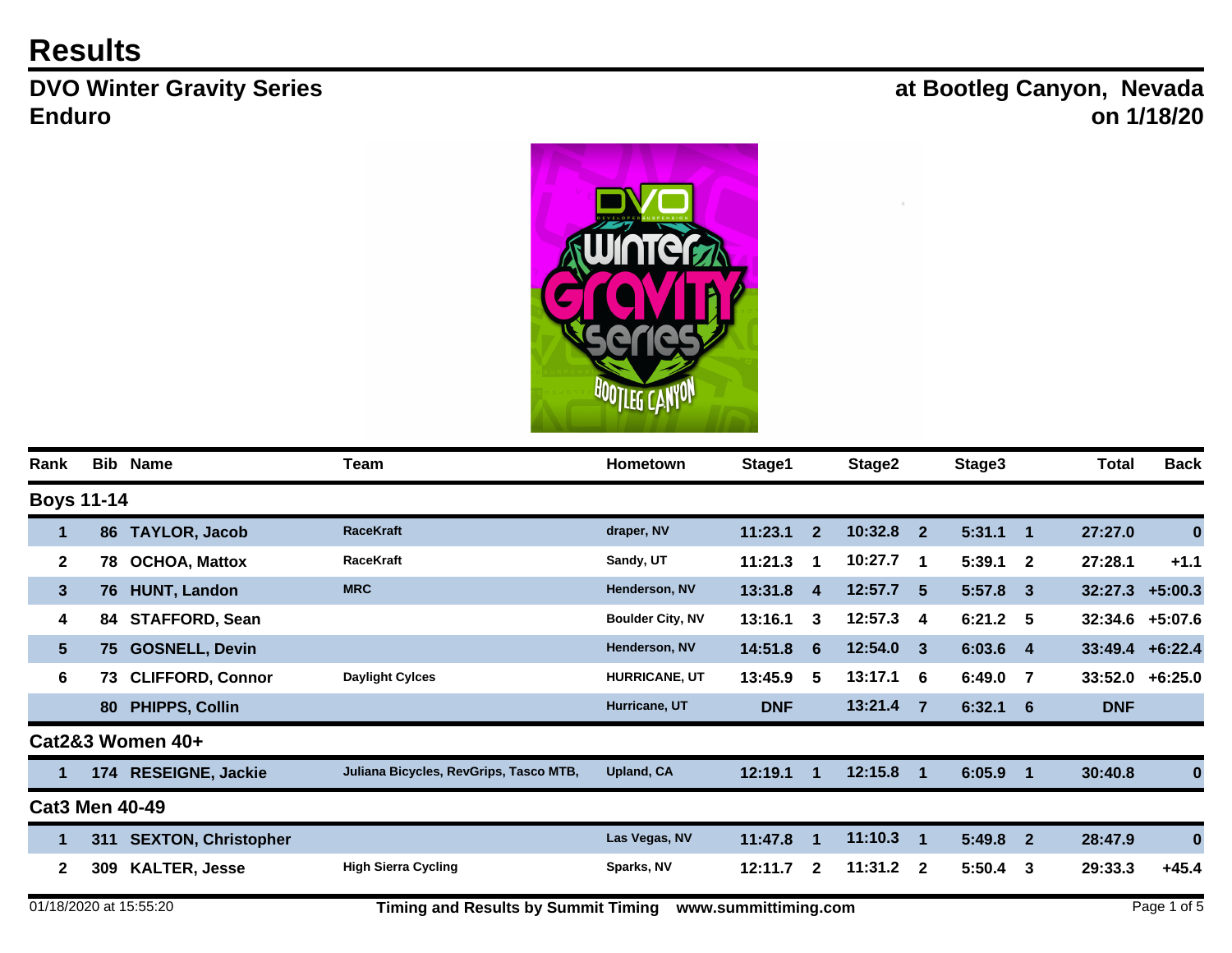# Results

## DVO Winter Gravity Series
## Enduro

## at Bootleg Canyon, Nevada
## on 1/18/20

| Rank | Bib | Name | Team | Hometown | Stage1 | | Stage2 | | Stage3 | | Total | Back |
|---|---|---|---|---|---|---|---|---|---|---|---|---|
| **Boys 11-14** | | | | | | | | | | | | |
| 1 | 86 | TAYLOR, Jacob | RaceKraft | draper, NV | 11:23.1 | 2 | 10:32.8 | 2 | 5:31.1 | 1 | 27:27.0 | 0 |
| 2 | 78 | OCHOA, Mattox | RaceKraft | Sandy, UT | 11:21.3 | 1 | 10:27.7 | 1 | 5:39.1 | 2 | 27:28.1 | +1.1 |
| 3 | 76 | HUNT, Landon | MRC | Henderson, NV | 13:31.8 | 4 | 12:57.7 | 5 | 5:57.8 | 3 | 32:27.3 | +5:00.3 |
| 4 | 84 | STAFFORD, Sean | | Boulder City, NV | 13:16.1 | 3 | 12:57.3 | 4 | 6:21.2 | 5 | 32:34.6 | +5:07.6 |
| 5 | 75 | GOSNELL, Devin | | Henderson, NV | 14:51.8 | 6 | 12:54.0 | 3 | 6:03.6 | 4 | 33:49.4 | +6:22.4 |
| 6 | 73 | CLIFFORD, Connor | Daylight Cylces | HURRICANE, UT | 13:45.9 | 5 | 13:17.1 | 6 | 6:49.0 | 7 | 33:52.0 | +6:25.0 |
| | 80 | PHIPPS, Collin | | Hurricane, UT | DNF | | 13:21.4 | 7 | 6:32.1 | 6 | DNF | |
| **Cat2&3 Women 40+** | | | | | | | | | | | | |
| 1 | 174 | RESEIGNE, Jackie | Juliana Bicycles, RevGrips, Tasco MTB, | Upland, CA | 12:19.1 | 1 | 12:15.8 | 1 | 6:05.9 | 1 | 30:40.8 | 0 |
| **Cat3 Men 40-49** | | | | | | | | | | | | |
| 1 | 311 | SEXTON, Christopher | | Las Vegas, NV | 11:47.8 | 1 | 11:10.3 | 1 | 5:49.8 | 2 | 28:47.9 | 0 |
| 2 | 309 | KALTER, Jesse | High Sierra Cycling | Sparks, NV | 12:11.7 | 2 | 11:31.2 | 2 | 5:50.4 | 3 | 29:33.3 | +45.4 |

01/18/2020 at 15:55:20 Timing and Results by Summit Timing www.summittiming.com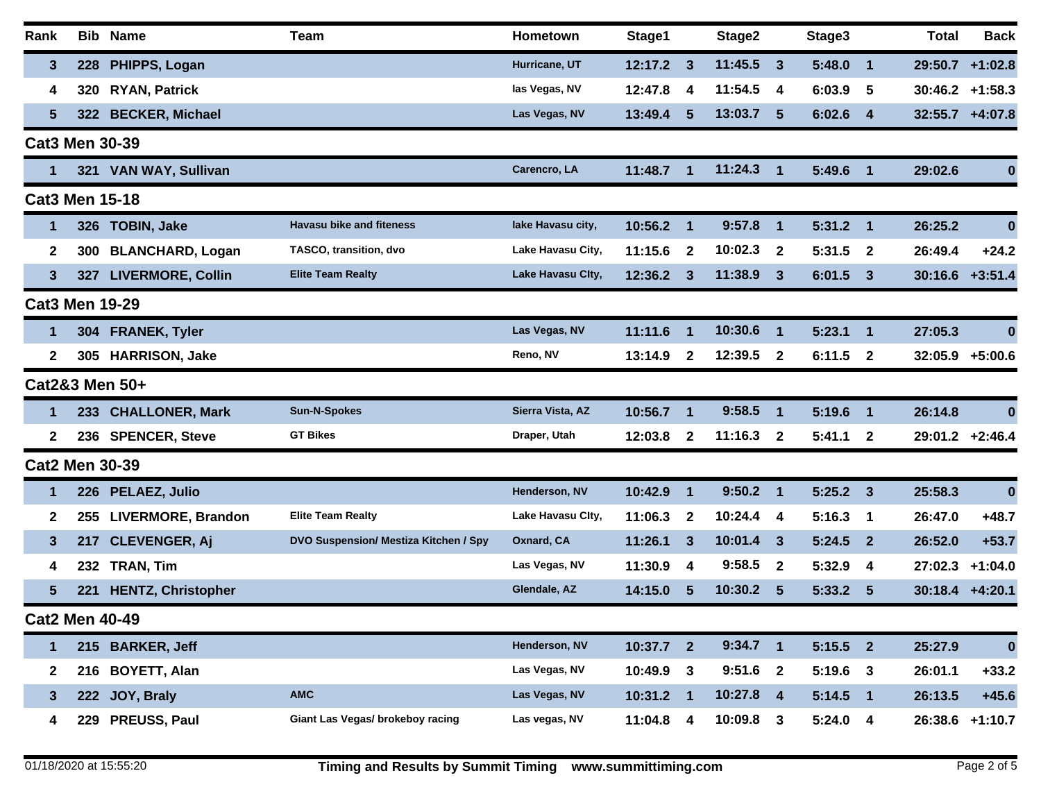| Rank | Bib | Name | Team | Hometown | Stage1 | | Stage2 | | Stage3 | | Total | Back |
|---|---|---|---|---|---|---|---|---|---|---|---|---|
| 3 | 228 | PHIPPS, Logan | | Hurricane, UT | 12:17.2 | 3 | 11:45.5 | 3 | 5:48.0 | 1 | 29:50.7 | +1:02.8 |
| 4 | 320 | RYAN, Patrick | | las Vegas, NV | 12:47.8 | 4 | 11:54.5 | 4 | 6:03.9 | 5 | 30:46.2 | +1:58.3 |
| 5 | 322 | BECKER, Michael | | Las Vegas, NV | 13:49.4 | 5 | 13:03.7 | 5 | 6:02.6 | 4 | 32:55.7 | +4:07.8 |

## Cat3 Men 30-39

| Rank | Bib | Name | Team | Hometown | Stage1 | | Stage2 | | Stage3 | | Total | Back |
|---|---|---|---|---|---|---|---|---|---|---|---|---|
| 1 | 321 | VAN WAY, Sullivan | | Carencro, LA | 11:48.7 | 1 | 11:24.3 | 1 | 5:49.6 | 1 | 29:02.6 | 0 |

## Cat3 Men 15-18

| Rank | Bib | Name | Team | Hometown | Stage1 | | Stage2 | | Stage3 | | Total | Back |
|---|---|---|---|---|---|---|---|---|---|---|---|---|
| 1 | 326 | TOBIN, Jake | Havasu bike and fiteness | lake Havasu city, | 10:56.2 | 1 | 9:57.8 | 1 | 5:31.2 | 1 | 26:25.2 | 0 |
| 2 | 300 | BLANCHARD, Logan | TASCO, transition, dvo | Lake Havasu City, | 11:15.6 | 2 | 10:02.3 | 2 | 5:31.5 | 2 | 26:49.4 | +24.2 |
| 3 | 327 | LIVERMORE, Collin | Elite Team Realty | Lake Havasu Clty, | 12:36.2 | 3 | 11:38.9 | 3 | 6:01.5 | 3 | 30:16.6 | +3:51.4 |

## Cat3 Men 19-29

| Rank | Bib | Name | Team | Hometown | Stage1 | | Stage2 | | Stage3 | | Total | Back |
|---|---|---|---|---|---|---|---|---|---|---|---|---|
| 1 | 304 | FRANEK, Tyler | | Las Vegas, NV | 11:11.6 | 1 | 10:30.6 | 1 | 5:23.1 | 1 | 27:05.3 | 0 |
| 2 | 305 | HARRISON, Jake | | Reno, NV | 13:14.9 | 2 | 12:39.5 | 2 | 6:11.5 | 2 | 32:05.9 | +5:00.6 |

## Cat2&3 Men 50+

| Rank | Bib | Name | Team | Hometown | Stage1 | | Stage2 | | Stage3 | | Total | Back |
|---|---|---|---|---|---|---|---|---|---|---|---|---|
| 1 | 233 | CHALLONER, Mark | Sun-N-Spokes | Sierra Vista, AZ | 10:56.7 | 1 | 9:58.5 | 1 | 5:19.6 | 1 | 26:14.8 | 0 |
| 2 | 236 | SPENCER, Steve | GT Bikes | Draper, Utah | 12:03.8 | 2 | 11:16.3 | 2 | 5:41.1 | 2 | 29:01.2 | +2:46.4 |

## Cat2 Men 30-39

| Rank | Bib | Name | Team | Hometown | Stage1 | | Stage2 | | Stage3 | | Total | Back |
|---|---|---|---|---|---|---|---|---|---|---|---|---|
| 1 | 226 | PELAEZ, Julio | | Henderson, NV | 10:42.9 | 1 | 9:50.2 | 1 | 5:25.2 | 3 | 25:58.3 | 0 |
| 2 | 255 | LIVERMORE, Brandon | Elite Team Realty | Lake Havasu Clty, | 11:06.3 | 2 | 10:24.4 | 4 | 5:16.3 | 1 | 26:47.0 | +48.7 |
| 3 | 217 | CLEVENGER, Aj | DVO Suspension/ Mestiza Kitchen / Spy | Oxnard, CA | 11:26.1 | 3 | 10:01.4 | 3 | 5:24.5 | 2 | 26:52.0 | +53.7 |
| 4 | 232 | TRAN, Tim | | Las Vegas, NV | 11:30.9 | 4 | 9:58.5 | 2 | 5:32.9 | 4 | 27:02.3 | +1:04.0 |
| 5 | 221 | HENTZ, Christopher | | Glendale, AZ | 14:15.0 | 5 | 10:30.2 | 5 | 5:33.2 | 5 | 30:18.4 | +4:20.1 |

## Cat2 Men 40-49

| Rank | Bib | Name | Team | Hometown | Stage1 | | Stage2 | | Stage3 | | Total | Back |
|---|---|---|---|---|---|---|---|---|---|---|---|---|
| 1 | 215 | BARKER, Jeff | | Henderson, NV | 10:37.7 | 2 | 9:34.7 | 1 | 5:15.5 | 2 | 25:27.9 | 0 |
| 2 | 216 | BOYETT, Alan | | Las Vegas, NV | 10:49.9 | 3 | 9:51.6 | 2 | 5:19.6 | 3 | 26:01.1 | +33.2 |
| 3 | 222 | JOY, Braly | AMC | Las Vegas, NV | 10:31.2 | 1 | 10:27.8 | 4 | 5:14.5 | 1 | 26:13.5 | +45.6 |
| 4 | 229 | PREUSS, Paul | Giant Las Vegas/ brokeboy racing | Las vegas, NV | 11:04.8 | 4 | 10:09.8 | 3 | 5:24.0 | 4 | 26:38.6 | +1:10.7 |

01/18/2020 at 15:55:20 **Timing and Results by Summit Timing www.summittiming.com**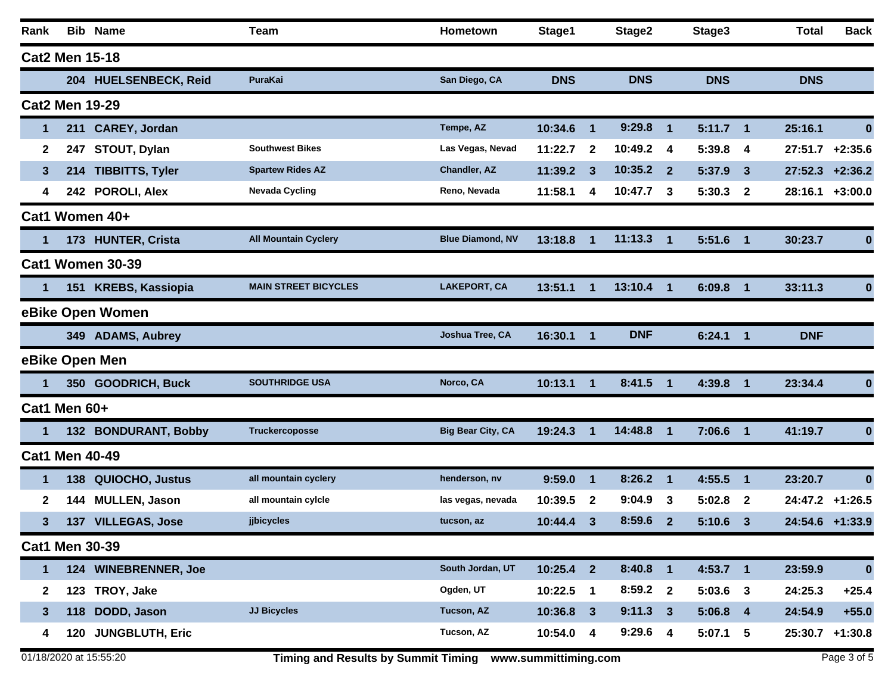| Rank | Bib | Name | Team | Hometown | Stage1 | | Stage2 | | Stage3 | | Total | Back |
|---|---|---|---|---|---|---|---|---|---|---|---|---|
| **Cat2 Men 15-18** | | | | | | | | | | | | |
| | 204 | HUELSENBECK, Reid | PuraKai | San Diego, CA | DNS | | DNS | | DNS | | DNS | |
| **Cat2 Men 19-29** | | | | | | | | | | | | |
| 1 | 211 | CAREY, Jordan | | Tempe, AZ | 10:34.6 | 1 | 9:29.8 | 1 | 5:11.7 | 1 | 25:16.1 | 0 |
| 2 | 247 | STOUT, Dylan | Southwest Bikes | Las Vegas, Nevad | 11:22.7 | 2 | 10:49.2 | 4 | 5:39.8 | 4 | 27:51.7 | +2:35.6 |
| 3 | 214 | TIBBITTS, Tyler | Spartew Rides AZ | Chandler, AZ | 11:39.2 | 3 | 10:35.2 | 2 | 5:37.9 | 3 | 27:52.3 | +2:36.2 |
| 4 | 242 | POROLI, Alex | Nevada Cycling | Reno, Nevada | 11:58.1 | 4 | 10:47.7 | 3 | 5:30.3 | 2 | 28:16.1 | +3:00.0 |
| **Cat1 Women 40+** | | | | | | | | | | | | |
| 1 | 173 | HUNTER, Crista | All Mountain Cyclery | Blue Diamond, NV | 13:18.8 | 1 | 11:13.3 | 1 | 5:51.6 | 1 | 30:23.7 | 0 |
| **Cat1 Women 30-39** | | | | | | | | | | | | |
| 1 | 151 | KREBS, Kassiopia | MAIN STREET BICYCLES | LAKEPORT, CA | 13:51.1 | 1 | 13:10.4 | 1 | 6:09.8 | 1 | 33:11.3 | 0 |
| **eBike Open Women** | | | | | | | | | | | | |
| | 349 | ADAMS, Aubrey | | Joshua Tree, CA | 16:30.1 | 1 | DNF | | 6:24.1 | 1 | DNF | |
| **eBike Open Men** | | | | | | | | | | | | |
| 1 | 350 | GOODRICH, Buck | SOUTHRIDGE USA | Norco, CA | 10:13.1 | 1 | 8:41.5 | 1 | 4:39.8 | 1 | 23:34.4 | 0 |
| **Cat1 Men 60+** | | | | | | | | | | | | |
| 1 | 132 | BONDURANT, Bobby | Truckercoposse | Big Bear City, CA | 19:24.3 | 1 | 14:48.8 | 1 | 7:06.6 | 1 | 41:19.7 | 0 |
| **Cat1 Men 40-49** | | | | | | | | | | | | |
| 1 | 138 | QUIOCHO, Justus | all mountain cyclery | henderson, nv | 9:59.0 | 1 | 8:26.2 | 1 | 4:55.5 | 1 | 23:20.7 | 0 |
| 2 | 144 | MULLEN, Jason | all mountain cylcle | las vegas, nevada | 10:39.5 | 2 | 9:04.9 | 3 | 5:02.8 | 2 | 24:47.2 | +1:26.5 |
| 3 | 137 | VILLEGAS, Jose | jjbicycles | tucson, az | 10:44.4 | 3 | 8:59.6 | 2 | 5:10.6 | 3 | 24:54.6 | +1:33.9 |
| **Cat1 Men 30-39** | | | | | | | | | | | | |
| 1 | 124 | WINEBRENNER, Joe | | South Jordan, UT | 10:25.4 | 2 | 8:40.8 | 1 | 4:53.7 | 1 | 23:59.9 | 0 |
| 2 | 123 | TROY, Jake | | Ogden, UT | 10:22.5 | 1 | 8:59.2 | 2 | 5:03.6 | 3 | 24:25.3 | +25.4 |
| 3 | 118 | DODD, Jason | JJ Bicycles | Tucson, AZ | 10:36.8 | 3 | 9:11.3 | 3 | 5:06.8 | 4 | 24:54.9 | +55.0 |
| 4 | 120 | JUNGBLUTH, Eric | | Tucson, AZ | 10:54.0 | 4 | 9:29.6 | 4 | 5:07.1 | 5 | 25:30.7 | +1:30.8 |

01/18/2020 at 15:55:20 Timing and Results by Summit Timing www.summittiming.com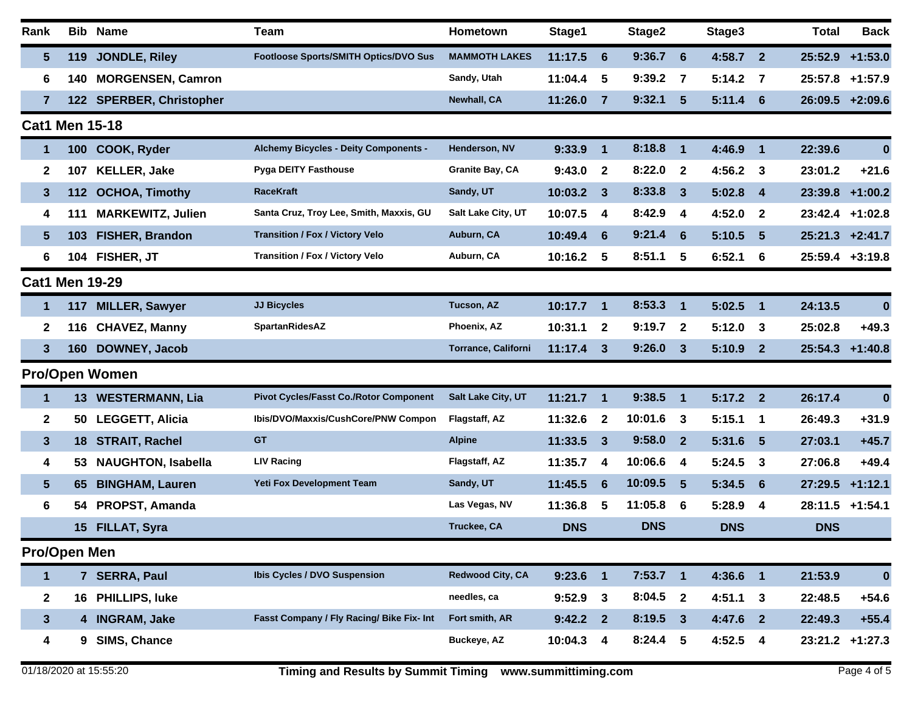| Rank | Bib | Name | Team | Hometown | Stage1 | | Stage2 | | Stage3 | | Total | Back |
|---|---|---|---|---|---|---|---|---|---|---|---|---|
| 5 | 119 | JONDLE, Riley | Footloose Sports/SMITH Optics/DVO Sus | MAMMOTH LAKES | 11:17.5 | 6 | 9:36.7 | 6 | 4:58.7 | 2 | 25:52.9 | +1:53.0 |
| 6 | 140 | MORGENSEN, Camron | | Sandy, Utah | 11:04.4 | 5 | 9:39.2 | 7 | 5:14.2 | 7 | 25:57.8 | +1:57.9 |
| 7 | 122 | SPERBER, Christopher | | Newhall, CA | 11:26.0 | 7 | 9:32.1 | 5 | 5:11.4 | 6 | 26:09.5 | +2:09.6 |

## Cat1 Men 15-18

| Rank | Bib | Name | Team | Hometown | Stage1 | | Stage2 | | Stage3 | | Total | Back |
|---|---|---|---|---|---|---|---|---|---|---|---|---|
| 1 | 100 | COOK, Ryder | Alchemy Bicycles - Deity Components - | Henderson, NV | 9:33.9 | 1 | 8:18.8 | 1 | 4:46.9 | 1 | 22:39.6 | 0 |
| 2 | 107 | KELLER, Jake | Pyga DEITY Fasthouse | Granite Bay, CA | 9:43.0 | 2 | 8:22.0 | 2 | 4:56.2 | 3 | 23:01.2 | +21.6 |
| 3 | 112 | OCHOA, Timothy | RaceKraft | Sandy, UT | 10:03.2 | 3 | 8:33.8 | 3 | 5:02.8 | 4 | 23:39.8 | +1:00.2 |
| 4 | 111 | MARKEWITZ, Julien | Santa Cruz, Troy Lee, Smith, Maxxis, GU | Salt Lake City, UT | 10:07.5 | 4 | 8:42.9 | 4 | 4:52.0 | 2 | 23:42.4 | +1:02.8 |
| 5 | 103 | FISHER, Brandon | Transition / Fox / Victory Velo | Auburn, CA | 10:49.4 | 6 | 9:21.4 | 6 | 5:10.5 | 5 | 25:21.3 | +2:41.7 |
| 6 | 104 | FISHER, JT | Transition / Fox / Victory Velo | Auburn, CA | 10:16.2 | 5 | 8:51.1 | 5 | 6:52.1 | 6 | 25:59.4 | +3:19.8 |

## Cat1 Men 19-29

| Rank | Bib | Name | Team | Hometown | Stage1 | | Stage2 | | Stage3 | | Total | Back |
|---|---|---|---|---|---|---|---|---|---|---|---|---|
| 1 | 117 | MILLER, Sawyer | JJ Bicycles | Tucson, AZ | 10:17.7 | 1 | 8:53.3 | 1 | 5:02.5 | 1 | 24:13.5 | 0 |
| 2 | 116 | CHAVEZ, Manny | SpartanRidesAZ | Phoenix, AZ | 10:31.1 | 2 | 9:19.7 | 2 | 5:12.0 | 3 | 25:02.8 | +49.3 |
| 3 | 160 | DOWNEY, Jacob | | Torrance, Californi | 11:17.4 | 3 | 9:26.0 | 3 | 5:10.9 | 2 | 25:54.3 | +1:40.8 |

## Pro/Open Women

| Rank | Bib | Name | Team | Hometown | Stage1 | | Stage2 | | Stage3 | | Total | Back |
|---|---|---|---|---|---|---|---|---|---|---|---|---|
| 1 | 13 | WESTERMANN, Lia | Pivot Cycles/Fasst Co./Rotor Component | Salt Lake City, UT | 11:21.7 | 1 | 9:38.5 | 1 | 5:17.2 | 2 | 26:17.4 | 0 |
| 2 | 50 | LEGGETT, Alicia | Ibis/DVO/Maxxis/CushCore/PNW Compon | Flagstaff, AZ | 11:32.6 | 2 | 10:01.6 | 3 | 5:15.1 | 1 | 26:49.3 | +31.9 |
| 3 | 18 | STRAIT, Rachel | GT | Alpine | 11:33.5 | 3 | 9:58.0 | 2 | 5:31.6 | 5 | 27:03.1 | +45.7 |
| 4 | 53 | NAUGHTON, Isabella | LIV Racing | Flagstaff, AZ | 11:35.7 | 4 | 10:06.6 | 4 | 5:24.5 | 3 | 27:06.8 | +49.4 |
| 5 | 65 | BINGHAM, Lauren | Yeti Fox Development Team | Sandy, UT | 11:45.5 | 6 | 10:09.5 | 5 | 5:34.5 | 6 | 27:29.5 | +1:12.1 |
| 6 | 54 | PROPST, Amanda | | Las Vegas, NV | 11:36.8 | 5 | 11:05.8 | 6 | 5:28.9 | 4 | 28:11.5 | +1:54.1 |
| | 15 | FILLAT, Syra | | Truckee, CA | DNS | | DNS | | DNS | | DNS | |

## Pro/Open Men

| Rank | Bib | Name | Team | Hometown | Stage1 | | Stage2 | | Stage3 | | Total | Back |
|---|---|---|---|---|---|---|---|---|---|---|---|---|
| 1 | 7 | SERRA, Paul | Ibis Cycles / DVO Suspension | Redwood City, CA | 9:23.6 | 1 | 7:53.7 | 1 | 4:36.6 | 1 | 21:53.9 | 0 |
| 2 | 16 | PHILLIPS, luke | | needles, ca | 9:52.9 | 3 | 8:04.5 | 2 | 4:51.1 | 3 | 22:48.5 | +54.6 |
| 3 | 4 | INGRAM, Jake | Fasst Company / Fly Racing/ Bike Fix- Int | Fort smith, AR | 9:42.2 | 2 | 8:19.5 | 3 | 4:47.6 | 2 | 22:49.3 | +55.4 |
| 4 | 9 | SIMS, Chance | | Buckeye, AZ | 10:04.3 | 4 | 8:24.4 | 5 | 4:52.5 | 4 | 23:21.2 | +1:27.3 |

01/18/2020 at 15:55:20 Timing and Results by Summit Timing www.summittiming.com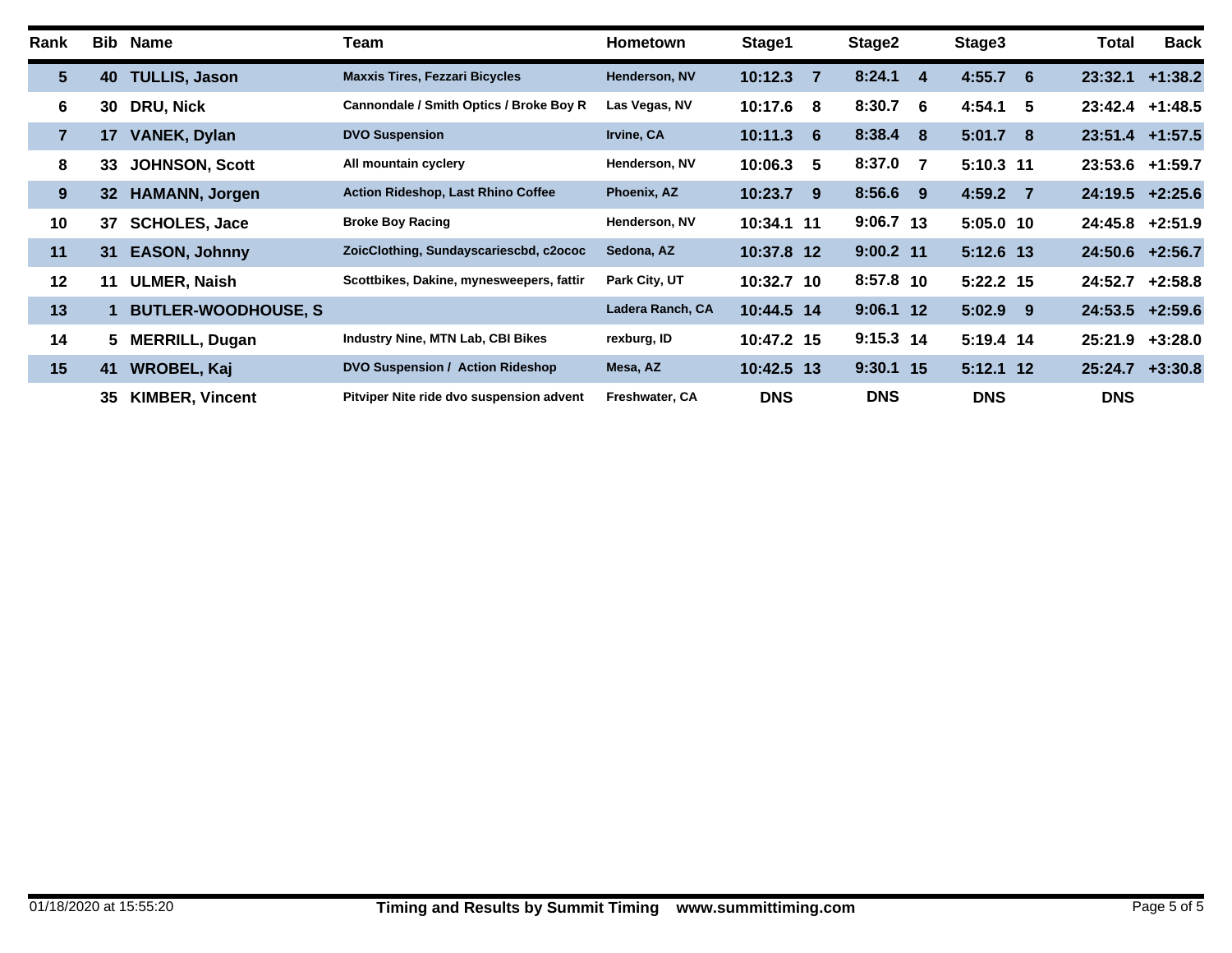| Rank | Bib | Name | Team | Hometown | Stage1 | | Stage2 | | Stage3 | | Total | Back |
|---|---|---|---|---|---|---|---|---|---|---|---|---|
| 5 | 40 | TULLIS, Jason | Maxxis Tires, Fezzari Bicycles | Henderson, NV | 10:12.3 | 7 | 8:24.1 | 4 | 4:55.7 | 6 | 23:32.1 | +1:38.2 |
| 6 | 30 | DRU, Nick | Cannondale / Smith Optics / Broke Boy R | Las Vegas, NV | 10:17.6 | 8 | 8:30.7 | 6 | 4:54.1 | 5 | 23:42.4 | +1:48.5 |
| 7 | 17 | VANEK, Dylan | DVO Suspension | Irvine, CA | 10:11.3 | 6 | 8:38.4 | 8 | 5:01.7 | 8 | 23:51.4 | +1:57.5 |
| 8 | 33 | JOHNSON, Scott | All mountain cyclery | Henderson, NV | 10:06.3 | 5 | 8:37.0 | 7 | 5:10.3 | 11 | 23:53.6 | +1:59.7 |
| 9 | 32 | HAMANN, Jorgen | Action Rideshop, Last Rhino Coffee | Phoenix, AZ | 10:23.7 | 9 | 8:56.6 | 9 | 4:59.2 | 7 | 24:19.5 | +2:25.6 |
| 10 | 37 | SCHOLES, Jace | Broke Boy Racing | Henderson, NV | 10:34.1 | 11 | 9:06.7 | 13 | 5:05.0 | 10 | 24:45.8 | +2:51.9 |
| 11 | 31 | EASON, Johnny | ZoicClothing, Sundayscariescbd, c2ococ | Sedona, AZ | 10:37.8 | 12 | 9:00.2 | 11 | 5:12.6 | 13 | 24:50.6 | +2:56.7 |
| 12 | 11 | ULMER, Naish | Scottbikes, Dakine, mynesweepers, fattir | Park City, UT | 10:32.7 | 10 | 8:57.8 | 10 | 5:22.2 | 15 | 24:52.7 | +2:58.8 |
| 13 | 1 | BUTLER-WOODHOUSE, S | | Ladera Ranch, CA | 10:44.5 | 14 | 9:06.1 | 12 | 5:02.9 | 9 | 24:53.5 | +2:59.6 |
| 14 | 5 | MERRILL, Dugan | Industry Nine, MTN Lab, CBI Bikes | rexburg, ID | 10:47.2 | 15 | 9:15.3 | 14 | 5:19.4 | 14 | 25:21.9 | +3:28.0 |
| 15 | 41 | WROBEL, Kaj | DVO Suspension / Action Rideshop | Mesa, AZ | 10:42.5 | 13 | 9:30.1 | 15 | 5:12.1 | 12 | 25:24.7 | +3:30.8 |
| | 35 | KIMBER, Vincent | Pitviper Nite ride dvo suspension advent | Freshwater, CA | DNS | | DNS | | DNS | | DNS | |

01/18/2020 at 15:55:20 Timing and Results by Summit Timing www.summittiming.com